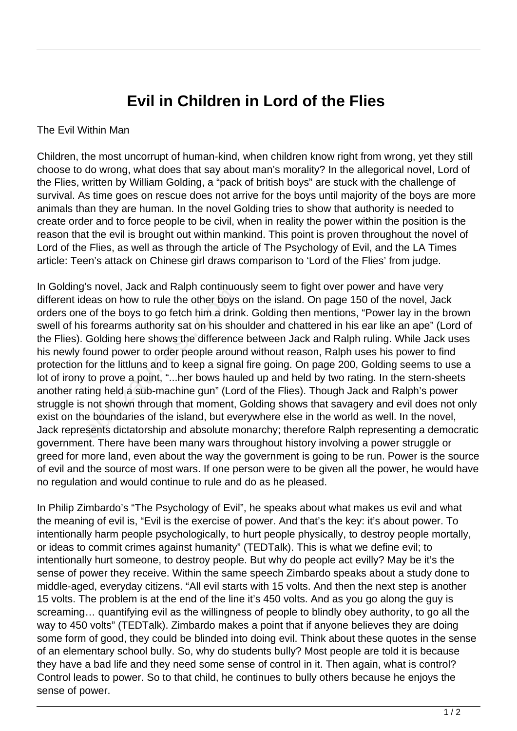# Evil in Children in Lord of the Flies

The Evil Within Man

Children, the most uncorrupt of human-kind, when children know right from wrong, yet they still choose to do wrong, what does that say about man's morality? In the allegorical novel, Lord of the Flies, written by William Golding, a "pack of british boys" are stuck with the challenge of survival. As time goes on rescue does not arrive for the boys until majority of the boys are more animals than they are human. In the novel Golding tries to show that authority is needed to create order and to force people to be civil, when in reality the power within the position is the reason that the evil is brought out within mankind. This point is proven throughout the novel of Lord of the Flies, as well as through the article of The Psychology of Evil, and the LA Times article: Teen's attack on Chinese girl draws comparison to 'Lord of the Flies' from judge.

In Golding's novel, Jack and Ralph continuously seem to fight over power and have very different ideas on how to rule the other boys on the island. On page 150 of the novel, Jack orders one of the boys to go fetch him a drink. Golding then mentions, "Power lay in the brown swell of his forearms authority sat on his shoulder and chattered in his ear like an ape" (Lord of the Flies). Golding here shows the difference between Jack and Ralph ruling. While Jack uses his newly found power to order people around without reason, Ralph uses his power to find protection for the littluns and to keep a signal fire going. On page 200, Golding seems to use a lot of irony to prove a point, "...her bows hauled up and held by two rating. In the stern-sheets another rating held a sub-machine gun" (Lord of the Flies). Though Jack and Ralph's power struggle is not shown through that moment, Golding shows that savagery and evil does not only exist on the boundaries of the island, but everywhere else in the world as well. In the novel, Jack represents dictatorship and absolute monarchy; therefore Ralph representing a democratic government. There have been many wars throughout history involving a power struggle or greed for more land, even about the way the government is going to be run. Power is the source of evil and the source of most wars. If one person were to be given all the power, he would have no regulation and would continue to rule and do as he pleased.

In Philip Zimbardo's "The Psychology of Evil", he speaks about what makes us evil and what the meaning of evil is, "Evil is the exercise of power. And that's the key: it's about power. To intentionally harm people psychologically, to hurt people physically, to destroy people mortally, or ideas to commit crimes against humanity" (TEDTalk). This is what we define evil; to intentionally hurt someone, to destroy people. But why do people act evilly? May be it's the sense of power they receive. Within the same speech Zimbardo speaks about a study done to middle-aged, everyday citizens. "All evil starts with 15 volts. And then the next step is another 15 volts. The problem is at the end of the line it's 450 volts. And as you go along the guy is screaming… quantifying evil as the willingness of people to blindly obey authority, to go all the way to 450 volts" (TEDTalk). Zimbardo makes a point that if anyone believes they are doing some form of good, they could be blinded into doing evil. Think about these quotes in the sense of an elementary school bully. So, why do students bully? Most people are told it is because they have a bad life and they need some sense of control in it. Then again, what is control? Control leads to power. So to that child, he continues to bully others because he enjoys the sense of power.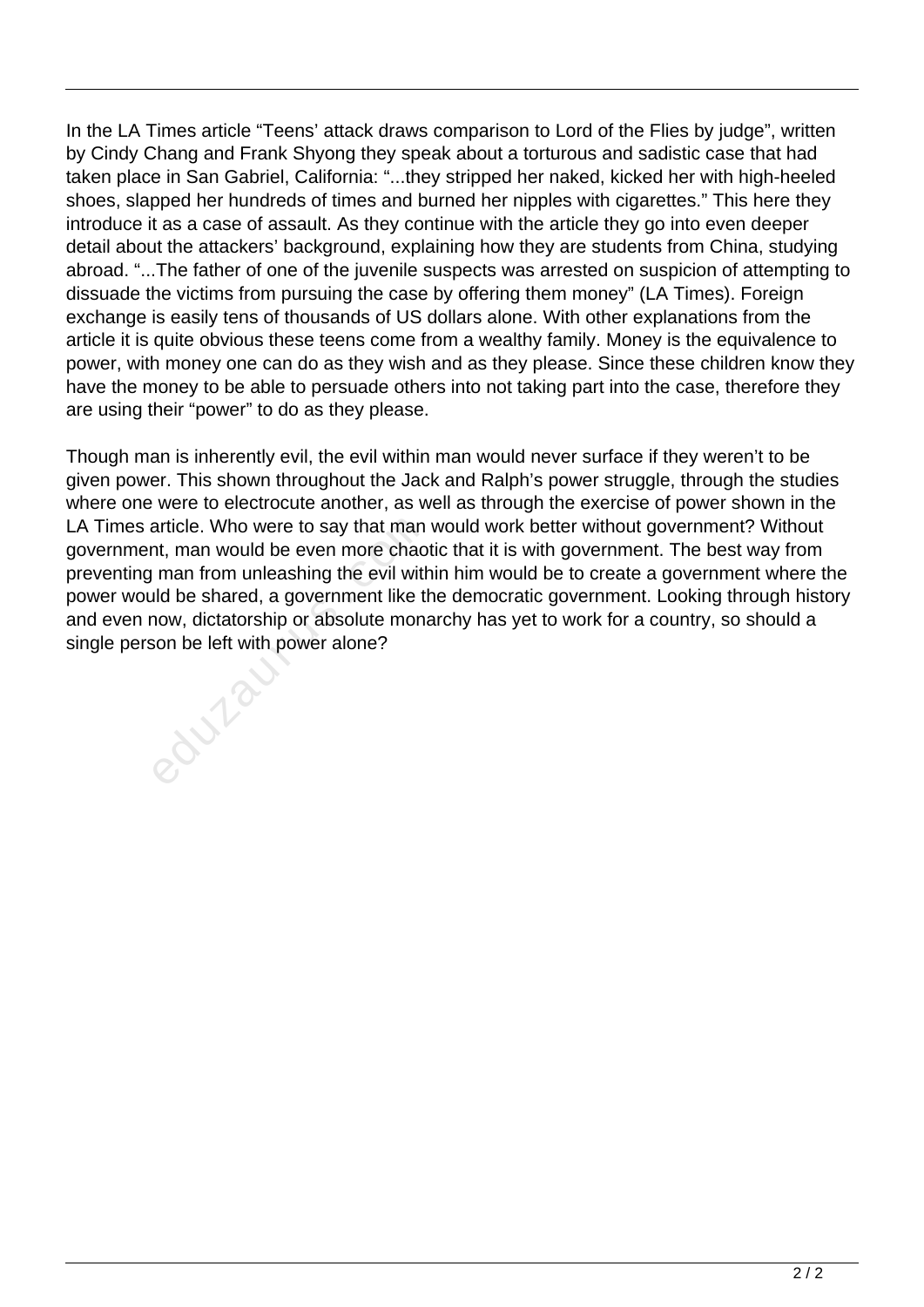In the LA Times article "Teens' attack draws comparison to Lord of the Flies by judge", written by Cindy Chang and Frank Shyong they speak about a torturous and sadistic case that had taken place in San Gabriel, California: "...they stripped her naked, kicked her with high-heeled shoes, slapped her hundreds of times and burned her nipples with cigarettes." This here they introduce it as a case of assault. As they continue with the article they go into even deeper detail about the attackers' background, explaining how they are students from China, studying abroad. "...The father of one of the juvenile suspects was arrested on suspicion of attempting to dissuade the victims from pursuing the case by offering them money" (LA Times). Foreign exchange is easily tens of thousands of US dollars alone. With other explanations from the article it is quite obvious these teens come from a wealthy family. Money is the equivalence to power, with money one can do as they wish and as they please. Since these children know they have the money to be able to persuade others into not taking part into the case, therefore they are using their "power" to do as they please.

Though man is inherently evil, the evil within man would never surface if they weren't to be given power. This shown throughout the Jack and Ralph's power struggle, through the studies where one were to electrocute another, as well as through the exercise of power shown in the LA Times article. Who were to say that man would work better without government? Without government, man would be even more chaotic that it is with government. The best way from preventing man from unleashing the evil within him would be to create a government where the power would be shared, a government like the democratic government. Looking through history and even now, dictatorship or absolute monarchy has yet to work for a country, so should a single person be left with power alone?